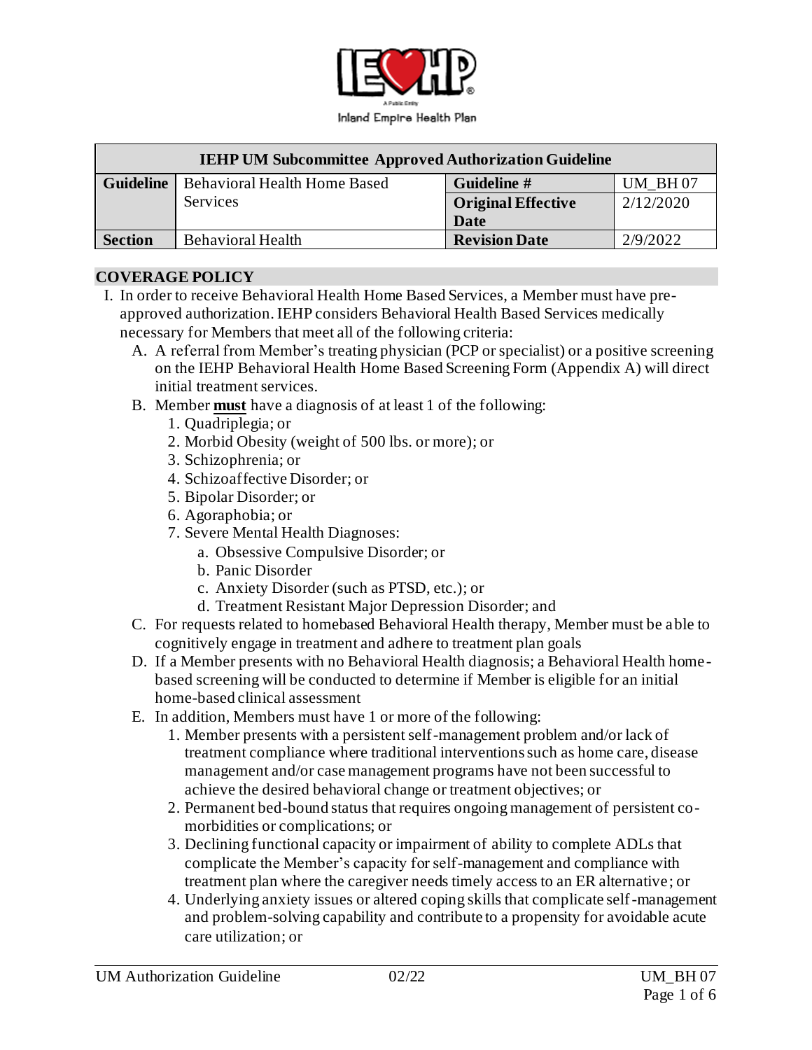Inland Empire Health Plan

| IEHP UM Subcommittee Approved Authorization Guideline | | | |
|---|---|---|---|
| **Guideline** | Behavioral Health Home Based Services | **Guideline #** | UM_BH 07 |
| | | **Original Effective Date** | 2/12/2020 |
| **Section** | Behavioral Health | **Revision Date** | 2/9/2022 |

## COVERAGE POLICY

I. In order to receive Behavioral Health Home Based Services, a Member must have pre-approved authorization. IEHP considers Behavioral Health Based Services medically necessary for Members that meet all of the following criteria:

   A. A referral from Member's treating physician (PCP or specialist) or a positive screening on the IEHP Behavioral Health Home Based Screening Form (Appendix A) will direct initial treatment services.

   B. Member **must** have a diagnosis of at least 1 of the following:
      1. Quadriplegia; or
      2. Morbid Obesity (weight of 500 lbs. or more); or
      3. Schizophrenia; or
      4. Schizoaffective Disorder; or
      5. Bipolar Disorder; or
      6. Agoraphobia; or
      7. Severe Mental Health Diagnoses:
         a. Obsessive Compulsive Disorder; or
         b. Panic Disorder
         c. Anxiety Disorder (such as PTSD, etc.); or
         d. Treatment Resistant Major Depression Disorder; and

   C. For requests related to homebased Behavioral Health therapy, Member must be able to cognitively engage in treatment and adhere to treatment plan goals

   D. If a Member presents with no Behavioral Health diagnosis; a Behavioral Health home-based screening will be conducted to determine if Member is eligible for an initial home-based clinical assessment

   E. In addition, Members must have 1 or more of the following:
      1. Member presents with a persistent self-management problem and/or lack of treatment compliance where traditional interventions such as home care, disease management and/or case management programs have not been successful to achieve the desired behavioral change or treatment objectives; or
      2. Permanent bed-bound status that requires ongoing management of persistent co-morbidities or complications; or
      3. Declining functional capacity or impairment of ability to complete ADLs that complicate the Member's capacity for self-management and compliance with treatment plan where the caregiver needs timely access to an ER alternative; or
      4. Underlying anxiety issues or altered coping skills that complicate self-management and problem-solving capability and contribute to a propensity for avoidable acute care utilization; or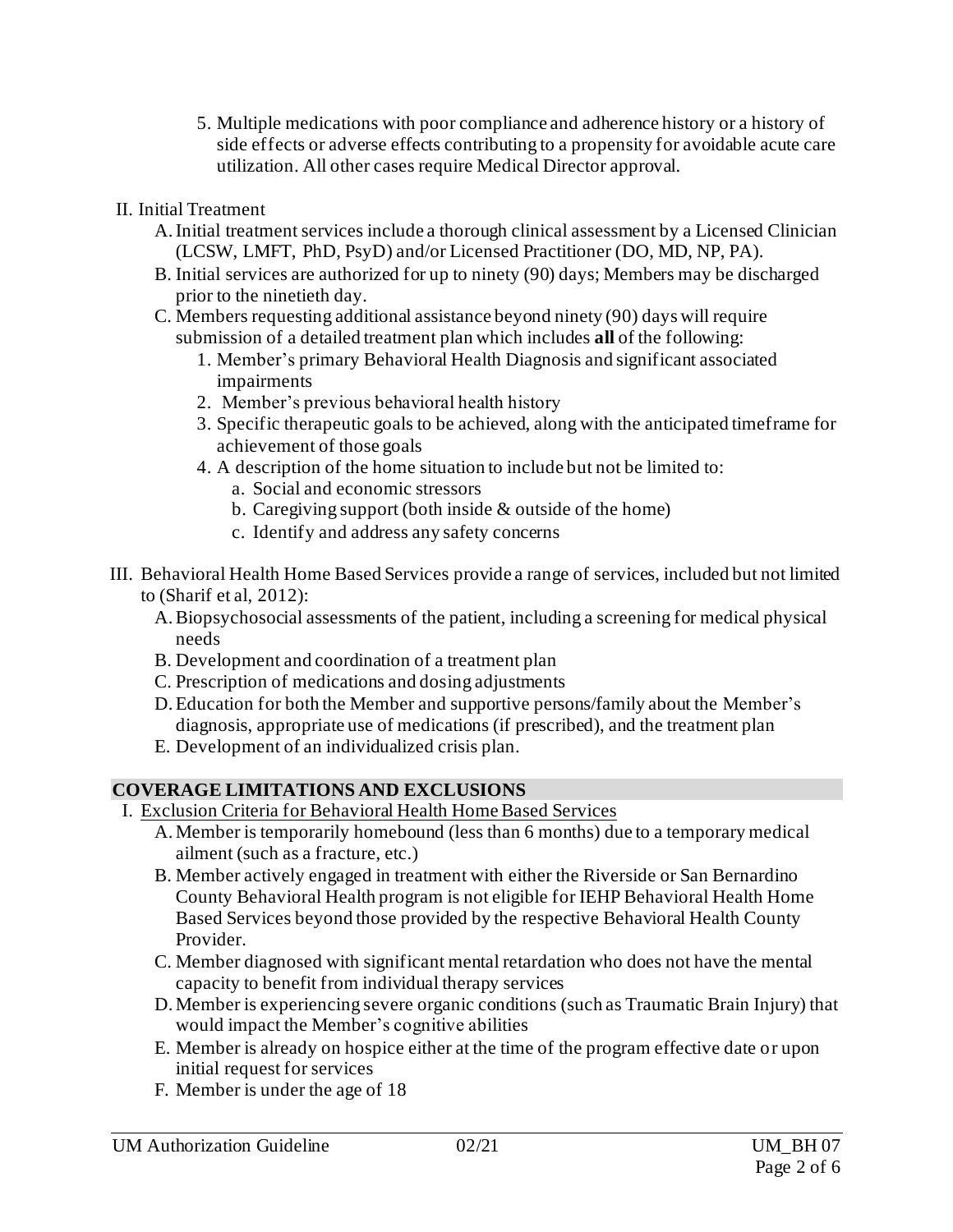5. Multiple medications with poor compliance and adherence history or a history of side effects or adverse effects contributing to a propensity for avoidable acute care utilization. All other cases require Medical Director approval.

II. Initial Treatment
   A. Initial treatment services include a thorough clinical assessment by a Licensed Clinician (LCSW, LMFT, PhD, PsyD) and/or Licensed Practitioner (DO, MD, NP, PA).
   B. Initial services are authorized for up to ninety (90) days; Members may be discharged prior to the ninetieth day.
   C. Members requesting additional assistance beyond ninety (90) days will require submission of a detailed treatment plan which includes **all** of the following:
      1. Member's primary Behavioral Health Diagnosis and significant associated impairments
      2. Member's previous behavioral health history
      3. Specific therapeutic goals to be achieved, along with the anticipated timeframe for achievement of those goals
      4. A description of the home situation to include but not be limited to:
         a. Social and economic stressors
         b. Caregiving support (both inside & outside of the home)
         c. Identify and address any safety concerns

III. Behavioral Health Home Based Services provide a range of services, included but not limited to (Sharif et al, 2012):
   A. Biopsychosocial assessments of the patient, including a screening for medical physical needs
   B. Development and coordination of a treatment plan
   C. Prescription of medications and dosing adjustments
   D. Education for both the Member and supportive persons/family about the Member's diagnosis, appropriate use of medications (if prescribed), and the treatment plan
   E. Development of an individualized crisis plan.

## COVERAGE LIMITATIONS AND EXCLUSIONS

I. Exclusion Criteria for Behavioral Health Home Based Services
   A. Member is temporarily homebound (less than 6 months) due to a temporary medical ailment (such as a fracture, etc.)
   B. Member actively engaged in treatment with either the Riverside or San Bernardino County Behavioral Health program is not eligible for IEHP Behavioral Health Home Based Services beyond those provided by the respective Behavioral Health County Provider.
   C. Member diagnosed with significant mental retardation who does not have the mental capacity to benefit from individual therapy services
   D. Member is experiencing severe organic conditions (such as Traumatic Brain Injury) that would impact the Member's cognitive abilities
   E. Member is already on hospice either at the time of the program effective date or upon initial request for services
   F. Member is under the age of 18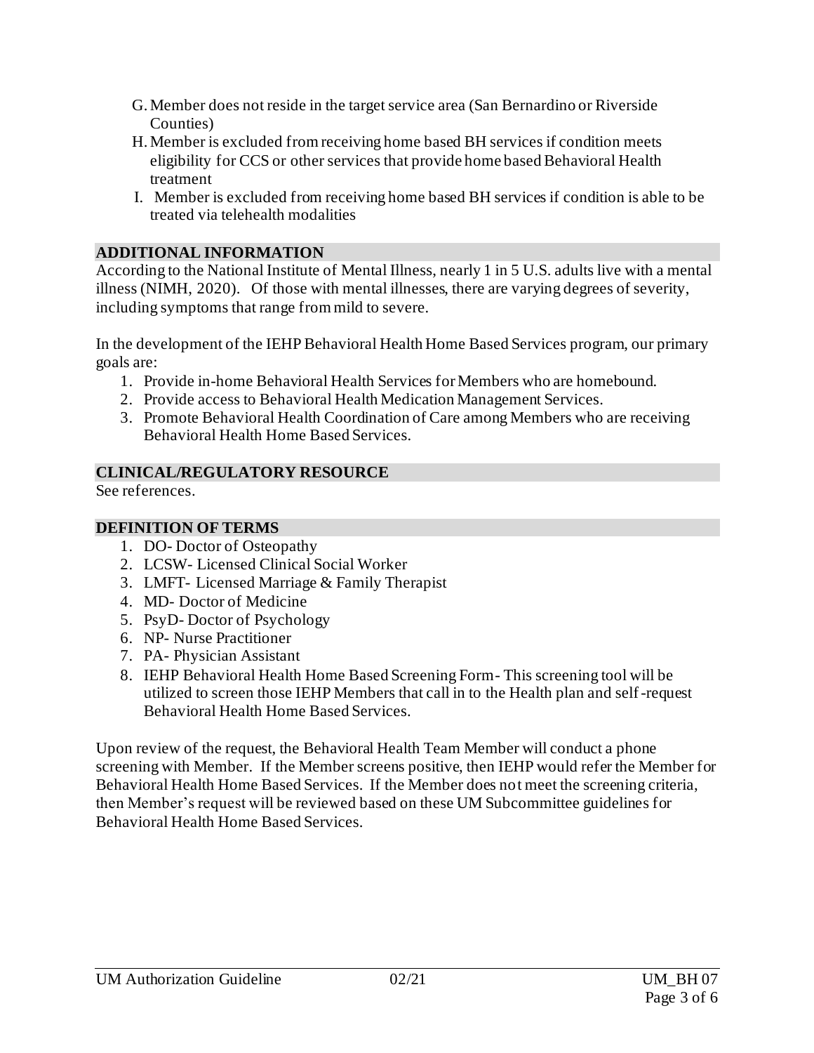G. Member does not reside in the target service area (San Bernardino or Riverside Counties)
H. Member is excluded from receiving home based BH services if condition meets eligibility for CCS or other services that provide home based Behavioral Health treatment
I. Member is excluded from receiving home based BH services if condition is able to be treated via telehealth modalities

## ADDITIONAL INFORMATION

According to the National Institute of Mental Illness, nearly 1 in 5 U.S. adults live with a mental illness (NIMH, 2020). Of those with mental illnesses, there are varying degrees of severity, including symptoms that range from mild to severe.

In the development of the IEHP Behavioral Health Home Based Services program, our primary goals are:

1. Provide in-home Behavioral Health Services for Members who are homebound.
2. Provide access to Behavioral Health Medication Management Services.
3. Promote Behavioral Health Coordination of Care among Members who are receiving Behavioral Health Home Based Services.

## CLINICAL/REGULATORY RESOURCE

See references.

## DEFINITION OF TERMS

1. DO- Doctor of Osteopathy
2. LCSW- Licensed Clinical Social Worker
3. LMFT- Licensed Marriage & Family Therapist
4. MD- Doctor of Medicine
5. PsyD- Doctor of Psychology
6. NP- Nurse Practitioner
7. PA- Physician Assistant
8. IEHP Behavioral Health Home Based Screening Form- This screening tool will be utilized to screen those IEHP Members that call in to the Health plan and self-request Behavioral Health Home Based Services.

Upon review of the request, the Behavioral Health Team Member will conduct a phone screening with Member. If the Member screens positive, then IEHP would refer the Member for Behavioral Health Home Based Services. If the Member does not meet the screening criteria, then Member's request will be reviewed based on these UM Subcommittee guidelines for Behavioral Health Home Based Services.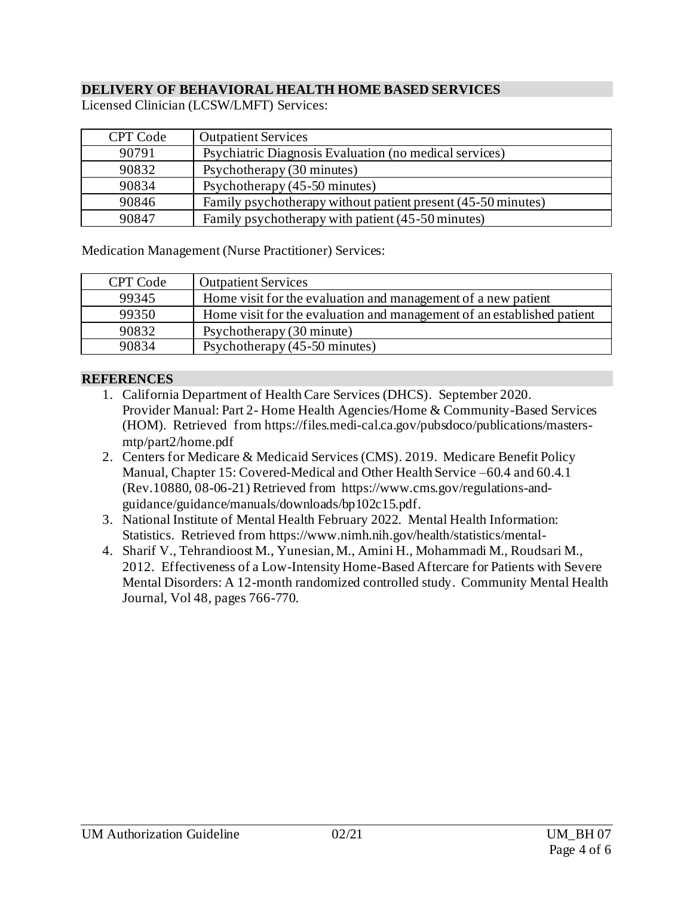## DELIVERY OF BEHAVIORAL HEALTH HOME BASED SERVICES

Licensed Clinician (LCSW/LMFT) Services:

| CPT Code | Outpatient Services |
| --- | --- |
| 90791 | Psychiatric Diagnosis Evaluation (no medical services) |
| 90832 | Psychotherapy (30 minutes) |
| 90834 | Psychotherapy (45-50 minutes) |
| 90846 | Family psychotherapy without patient present (45-50 minutes) |
| 90847 | Family psychotherapy with patient (45-50 minutes) |

Medication Management (Nurse Practitioner) Services:

| CPT Code | Outpatient Services |
| --- | --- |
| 99345 | Home visit for the evaluation and management of a new patient |
| 99350 | Home visit for the evaluation and management of an established patient |
| 90832 | Psychotherapy (30 minute) |
| 90834 | Psychotherapy (45-50 minutes) |

## REFERENCES

1. California Department of Health Care Services (DHCS). September 2020. Provider Manual: Part 2- Home Health Agencies/Home & Community-Based Services (HOM). Retrieved from https://files.medi-cal.ca.gov/pubsdoco/publications/masters-mtp/part2/home.pdf
2. Centers for Medicare & Medicaid Services (CMS). 2019. Medicare Benefit Policy Manual, Chapter 15: Covered-Medical and Other Health Service –60.4 and 60.4.1 (Rev.10880, 08-06-21) Retrieved from https://www.cms.gov/regulations-and-guidance/guidance/manuals/downloads/bp102c15.pdf.
3. National Institute of Mental Health February 2022. Mental Health Information: Statistics. Retrieved from https://www.nimh.nih.gov/health/statistics/mental-
4. Sharif V., Tehrandioost M., Yunesian, M., Amini H., Mohammadi M., Roudsari M., 2012. Effectiveness of a Low-Intensity Home-Based Aftercare for Patients with Severe Mental Disorders: A 12-month randomized controlled study. Community Mental Health Journal, Vol 48, pages 766-770.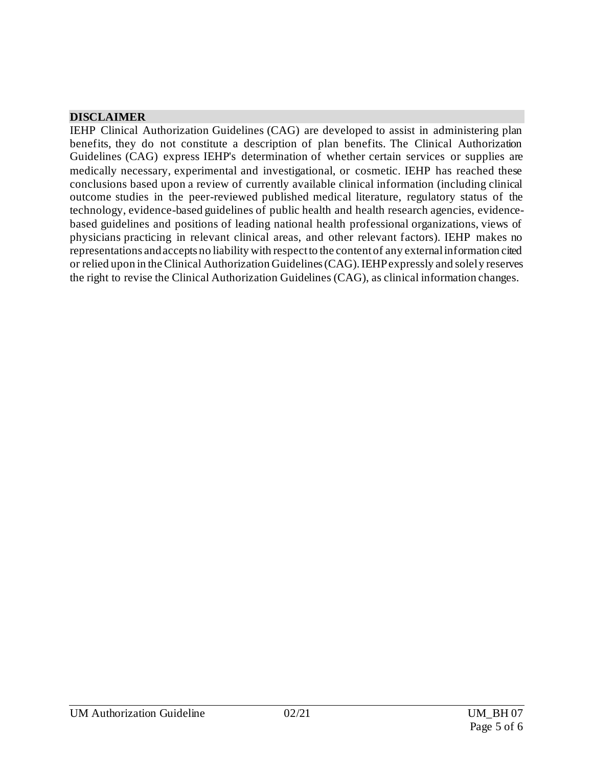## DISCLAIMER

IEHP Clinical Authorization Guidelines (CAG) are developed to assist in administering plan benefits, they do not constitute a description of plan benefits. The Clinical Authorization Guidelines (CAG) express IEHP's determination of whether certain services or supplies are medically necessary, experimental and investigational, or cosmetic. IEHP has reached these conclusions based upon a review of currently available clinical information (including clinical outcome studies in the peer-reviewed published medical literature, regulatory status of the technology, evidence-based guidelines of public health and health research agencies, evidence-based guidelines and positions of leading national health professional organizations, views of physicians practicing in relevant clinical areas, and other relevant factors). IEHP makes no representations and accepts no liability with respect to the content of any external information cited or relied upon in the Clinical Authorization Guidelines (CAG). IEHP expressly and solely reserves the right to revise the Clinical Authorization Guidelines (CAG), as clinical information changes.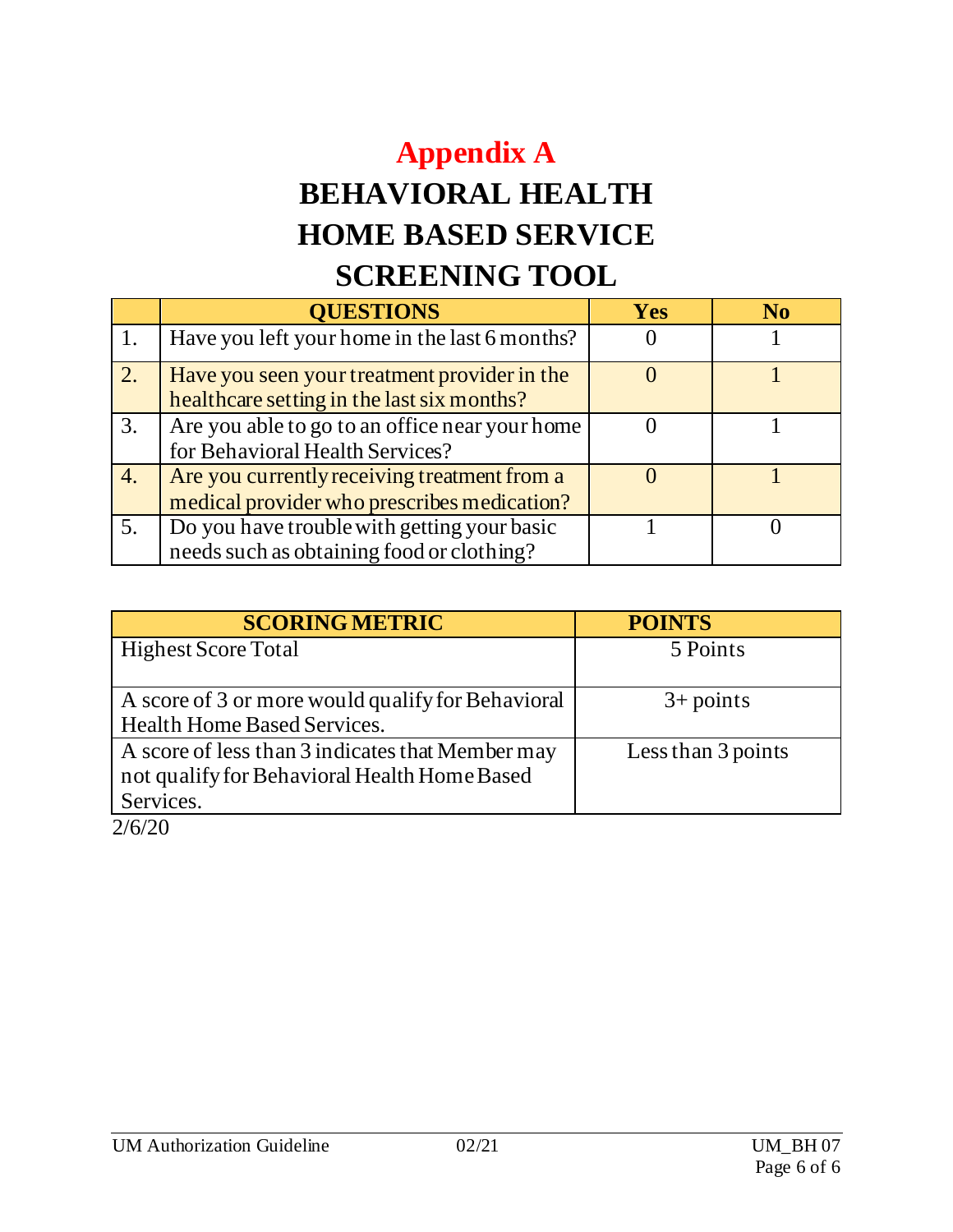# Appendix A

# BEHAVIORAL HEALTH HOME BASED SERVICE SCREENING TOOL

| | QUESTIONS | Yes | No |
|---|---|---|---|
| 1. | Have you left your home in the last 6 months? | 0 | 1 |
| 2. | Have you seen your treatment provider in the healthcare setting in the last six months? | 0 | 1 |
| 3. | Are you able to go to an office near your home for Behavioral Health Services? | 0 | 1 |
| 4. | Are you currently receiving treatment from a medical provider who prescribes medication? | 0 | 1 |
| 5. | Do you have trouble with getting your basic needs such as obtaining food or clothing? | 1 | 0 |

| SCORING METRIC | POINTS |
|---|---|
| Highest Score Total | 5 Points |
| A score of 3 or more would qualify for Behavioral Health Home Based Services. | 3+ points |
| A score of less than 3 indicates that Member may not qualify for Behavioral Health Home Based Services. | Less than 3 points |

2/6/20